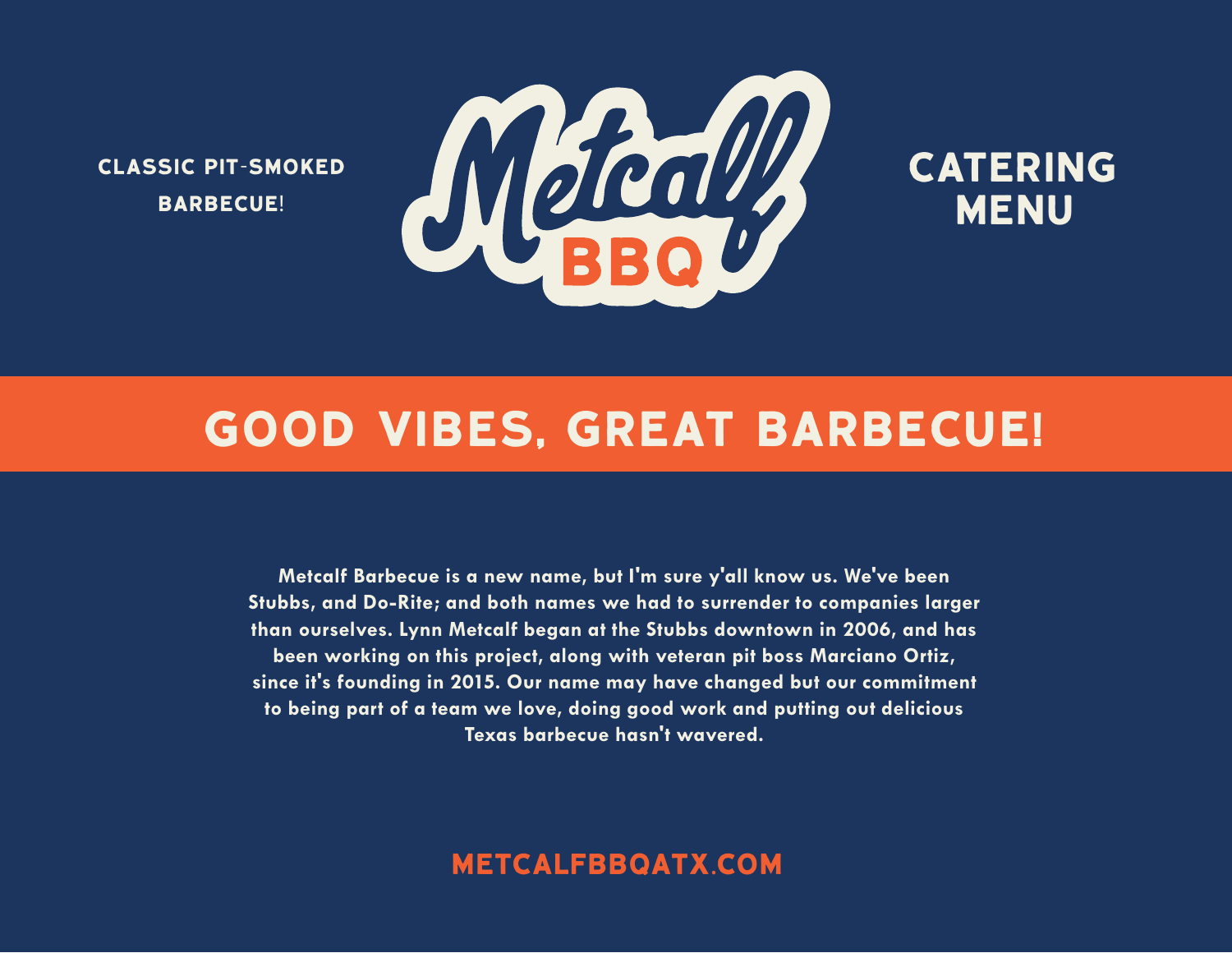CLASSIC PIT-SMOKED BARBECUE!

# Metcalf BBQ

## CATERING MENU

## GOOD VIBES, GREAT BARBECUE!

**Metcalf Barbecue is a new name, but I'm sure y'all know us. We've been Stubbs, and Do-Rite; and both names we had to surrender to companies larger than ourselves. Lynn Metcalf began at the Stubbs downtown in 2006, and has been working on this project, along with veteran pit boss Marciano Ortiz, since it's founding in 2015. Our name may have changed but our commitment to being part of a team we love, doing good work and putting out delicious Texas barbecue hasn't wavered.**

**METCALFBBQATX.COM**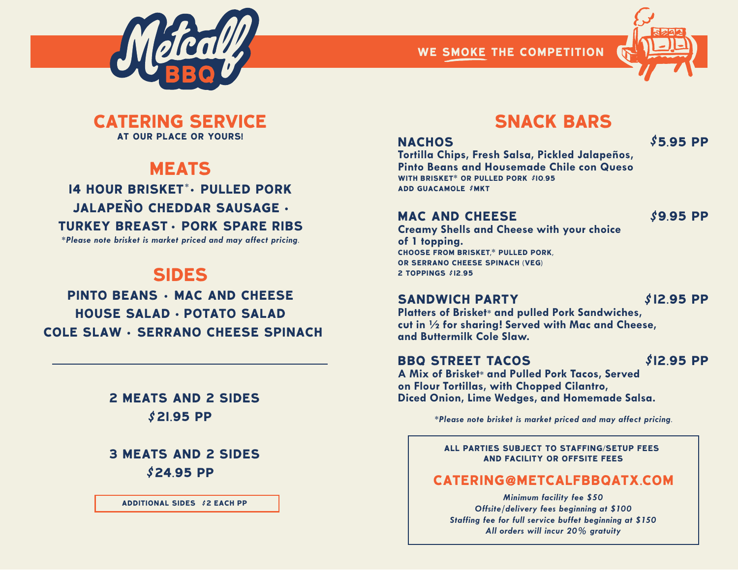# Metcalf BBQ

WE SMOKE THE COMPETITION

## CATERING SERVICE

**AT OUR PLACE OR YOURS!**

### MEATS

14 HOUR BRISKET* · PULLED PORK
JALAPEÑO CHEDDAR SAUSAGE ·
TURKEY BREAST · PORK SPARE RIBS

*\*Please note brisket is market priced and may affect pricing.*

### SIDES

PINTO BEANS · MAC AND CHEESE
HOUSE SALAD · POTATO SALAD
COLE SLAW · SERRANO CHEESE SPINACH

---

**2 MEATS AND 2 SIDES**
**$21.95 PP**

**3 MEATS AND 2 SIDES**
**$24.95 PP**

**ADDITIONAL SIDES $2 EACH PP**

## SNACK BARS

### NACHOS — $5.95 PP

**Tortilla Chips, Fresh Salsa, Pickled Jalapeños, Pinto Beans and Housemade Chile con Queso**

WITH BRISKET* OR PULLED PORK $10.95
ADD GUACAMOLE $MKT

### MAC AND CHEESE — $9.95 PP

**Creamy Shells and Cheese with your choice of 1 topping.**

CHOOSE FROM BRISKET,* PULLED PORK, OR SERRANO CHEESE SPINACH (VEG)
2 TOPPINGS $12.95

### SANDWICH PARTY — $12.95 PP

**Platters of Brisket* and pulled Pork Sandwiches, cut in ½ for sharing! Served with Mac and Cheese, and Buttermilk Cole Slaw.**

### BBQ STREET TACOS — $12.95 PP

**A Mix of Brisket* and Pulled Pork Tacos, Served on Flour Tortillas, with Chopped Cilantro, Diced Onion, Lime Wedges, and Homemade Salsa.**

*\*Please note brisket is market priced and may affect pricing.*

**ALL PARTIES SUBJECT TO STAFFING/SETUP FEES AND FACILITY OR OFFSITE FEES**

**CATERING@METCALFBBQATX.COM**

*Minimum facility fee $50*
*Offsite/delivery fees beginning at $100*
*Staffing fee for full service buffet beginning at $150*
*All orders will incur 20% gratuity*